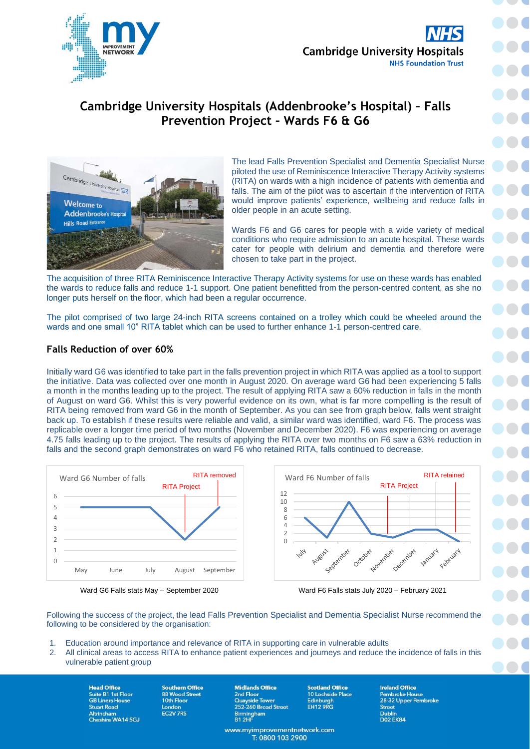# Cambridge University Hospitals (Addenbrooke's Hospital) – Falls Prevention Project – Wards F6 & G6

The lead Falls Prevention Specialist and Dementia Specialist Nurse piloted the use of Reminiscence Interactive Therapy Activity systems (RITA) on wards with a high incidence of patients with dementia and falls. The aim of the pilot was to ascertain if the intervention of RITA would improve patients' experience, wellbeing and reduce falls in older people in an acute setting.

Wards F6 and G6 cares for people with a wide variety of medical conditions who require admission to an acute hospital. These wards cater for people with delirium and dementia and therefore were chosen to take part in the project.

The acquisition of three RITA Reminiscence Interactive Therapy Activity systems for use on these wards has enabled the wards to reduce falls and reduce 1-1 support. One patient benefitted from the person-centred content, as she no longer puts herself on the floor, which had been a regular occurrence.

The pilot comprised of two large 24-inch RITA screens contained on a trolley which could be wheeled around the wards and one small 10" RITA tablet which can be used to further enhance 1-1 person-centred care.

## Falls Reduction of over 60%

Initially ward G6 was identified to take part in the falls prevention project in which RITA was applied as a tool to support the initiative. Data was collected over one month in August 2020. On average ward G6 had been experiencing 5 falls a month in the months leading up to the project. The result of applying RITA saw a 60% reduction in falls in the month of August on ward G6. Whilst this is very powerful evidence on its own, what is far more compelling is the result of RITA being removed from ward G6 in the month of September. As you can see from graph below, falls went straight back up. To establish if these results were reliable and valid, a similar ward was identified, ward F6. The process was replicable over a longer time period of two months (November and December 2020). F6 was experiencing on average 4.75 falls leading up to the project. The results of applying the RITA over two months on F6 saw a 63% reduction in falls and the second graph demonstrates on ward F6 who retained RITA, falls continued to decrease.

Ward G6 Falls stats May – September 2020

Ward F6 Falls stats July 2020 – February 2021

Following the success of the project, the lead Falls Prevention Specialist and Dementia Specialist Nurse recommend the following to be considered by the organisation:

1. Education around importance and relevance of RITA in supporting care in vulnerable adults
2. All clinical areas to access RITA to enhance patient experiences and journeys and reduce the incidence of falls in this vulnerable patient group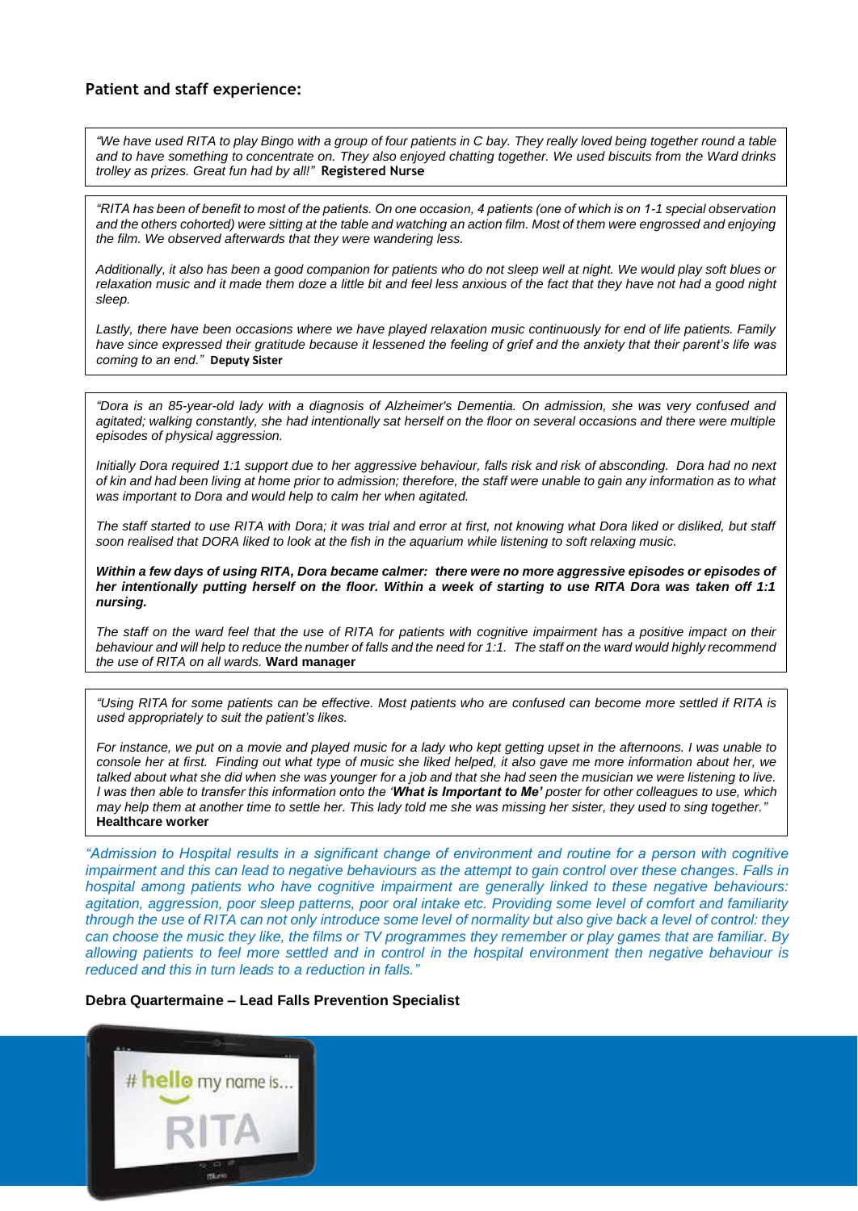## Patient and staff experience:

*"We have used RITA to play Bingo with a group of four patients in C bay. They really loved being together round a table and to have something to concentrate on. They also enjoyed chatting together. We used biscuits from the Ward drinks trolley as prizes. Great fun had by all!"* **Registered Nurse**

*"RITA has been of benefit to most of the patients. On one occasion, 4 patients (one of which is on 1-1 special observation and the others cohorted) were sitting at the table and watching an action film. Most of them were engrossed and enjoying the film. We observed afterwards that they were wandering less.*

*Additionally, it also has been a good companion for patients who do not sleep well at night. We would play soft blues or relaxation music and it made them doze a little bit and feel less anxious of the fact that they have not had a good night sleep.*

*Lastly, there have been occasions where we have played relaxation music continuously for end of life patients. Family have since expressed their gratitude because it lessened the feeling of grief and the anxiety that their parent's life was coming to an end."* **Deputy Sister**

*"Dora is an 85-year-old lady with a diagnosis of Alzheimer's Dementia. On admission, she was very confused and agitated; walking constantly, she had intentionally sat herself on the floor on several occasions and there were multiple episodes of physical aggression.*

*Initially Dora required 1:1 support due to her aggressive behaviour, falls risk and risk of absconding. Dora had no next of kin and had been living at home prior to admission; therefore, the staff were unable to gain any information as to what was important to Dora and would help to calm her when agitated.*

*The staff started to use RITA with Dora; it was trial and error at first, not knowing what Dora liked or disliked, but staff soon realised that DORA liked to look at the fish in the aquarium while listening to soft relaxing music.*

***Within a few days of using RITA, Dora became calmer: there were no more aggressive episodes or episodes of her intentionally putting herself on the floor. Within a week of starting to use RITA Dora was taken off 1:1 nursing.***

*The staff on the ward feel that the use of RITA for patients with cognitive impairment has a positive impact on their behaviour and will help to reduce the number of falls and the need for 1:1. The staff on the ward would highly recommend the use of RITA on all wards.* **Ward manager**

*"Using RITA for some patients can be effective. Most patients who are confused can become more settled if RITA is used appropriately to suit the patient's likes.*

*For instance, we put on a movie and played music for a lady who kept getting upset in the afternoons. I was unable to console her at first. Finding out what type of music she liked helped, it also gave me more information about her, we talked about what she did when she was younger for a job and that she had seen the musician we were listening to live. I was then able to transfer this information onto the '**What is Important to Me'** poster for other colleagues to use, which may help them at another time to settle her. This lady told me she was missing her sister, they used to sing together."*
**Healthcare worker**

*"Admission to Hospital results in a significant change of environment and routine for a person with cognitive impairment and this can lead to negative behaviours as the attempt to gain control over these changes. Falls in hospital among patients who have cognitive impairment are generally linked to these negative behaviours: agitation, aggression, poor sleep patterns, poor oral intake etc. Providing some level of comfort and familiarity through the use of RITA can not only introduce some level of normality but also give back a level of control: they can choose the music they like, the films or TV programmes they remember or play games that are familiar. By allowing patients to feel more settled and in control in the hospital environment then negative behaviour is reduced and this in turn leads to a reduction in falls."*

**Debra Quartermaine – Lead Falls Prevention Specialist**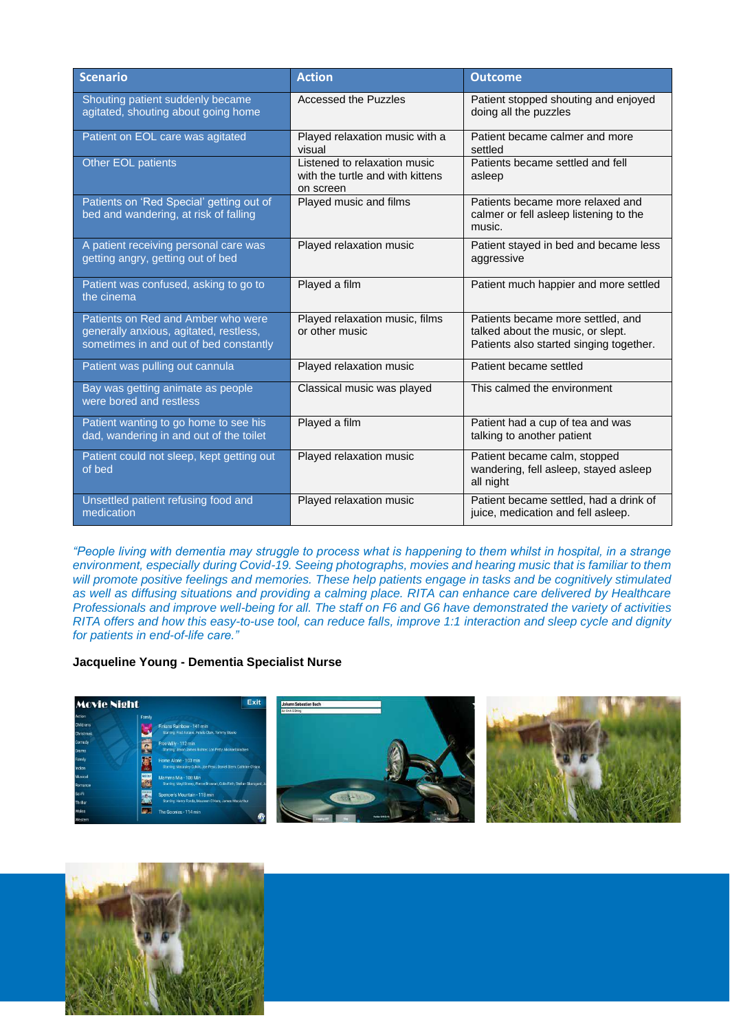| Scenario | Action | Outcome |
|---|---|---|
| Shouting patient suddenly became agitated, shouting about going home | Accessed the Puzzles | Patient stopped shouting and enjoyed doing all the puzzles |
| Patient on EOL care was agitated | Played relaxation music with a visual | Patient became calmer and more settled |
| Other EOL patients | Listened to relaxation music with the turtle and with kittens on screen | Patients became settled and fell asleep |
| Patients on 'Red Special' getting out of bed and wandering, at risk of falling | Played music and films | Patients became more relaxed and calmer or fell asleep listening to the music. |
| A patient receiving personal care was getting angry, getting out of bed | Played relaxation music | Patient stayed in bed and became less aggressive |
| Patient was confused, asking to go to the cinema | Played a film | Patient much happier and more settled |
| Patients on Red and Amber who were generally anxious, agitated, restless, sometimes in and out of bed constantly | Played relaxation music, films or other music | Patients became more settled, and talked about the music, or slept. Patients also started singing together. |
| Patient was pulling out cannula | Played relaxation music | Patient became settled |
| Bay was getting animate as people were bored and restless | Classical music was played | This calmed the environment |
| Patient wanting to go home to see his dad, wandering in and out of the toilet | Played a film | Patient had a cup of tea and was talking to another patient |
| Patient could not sleep, kept getting out of bed | Played relaxation music | Patient became calm, stopped wandering, fell asleep, stayed asleep all night |
| Unsettled patient refusing food and medication | Played relaxation music | Patient became settled, had a drink of juice, medication and fell asleep. |

*"People living with dementia may struggle to process what is happening to them whilst in hospital, in a strange environment, especially during Covid-19. Seeing photographs, movies and hearing music that is familiar to them will promote positive feelings and memories. These help patients engage in tasks and be cognitively stimulated as well as diffusing situations and providing a calming place. RITA can enhance care delivered by Healthcare Professionals and improve well-being for all. The staff on F6 and G6 have demonstrated the variety of activities RITA offers and how this easy-to-use tool, can reduce falls, improve 1:1 interaction and sleep cycle and dignity for patients in end-of-life care."*

**Jacqueline Young - Dementia Specialist Nurse**